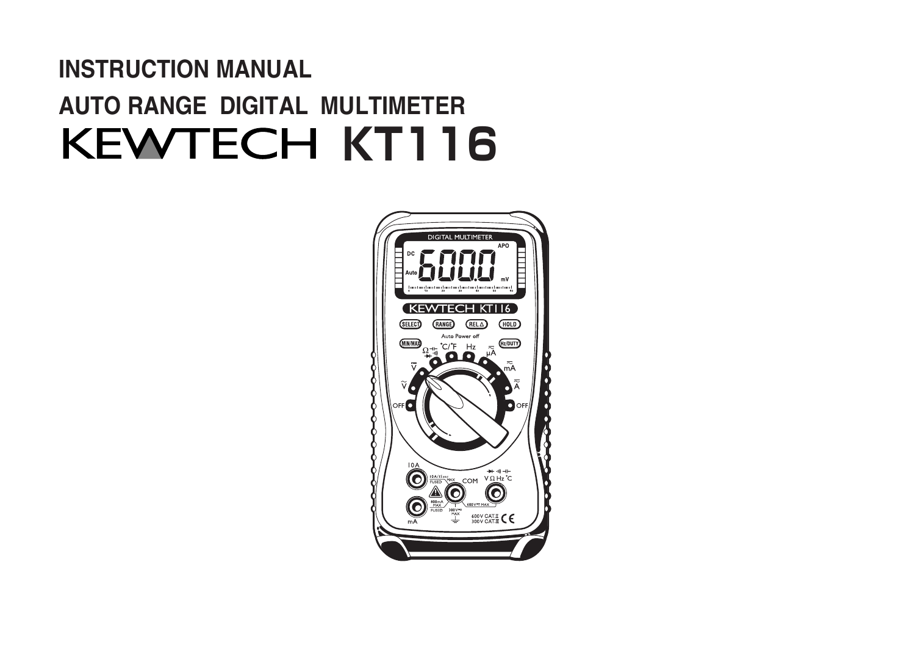# INSTRUCTION MANUAL

## AUTO RANGE DIGITAL MULTIMETER

## KEWTECH KT116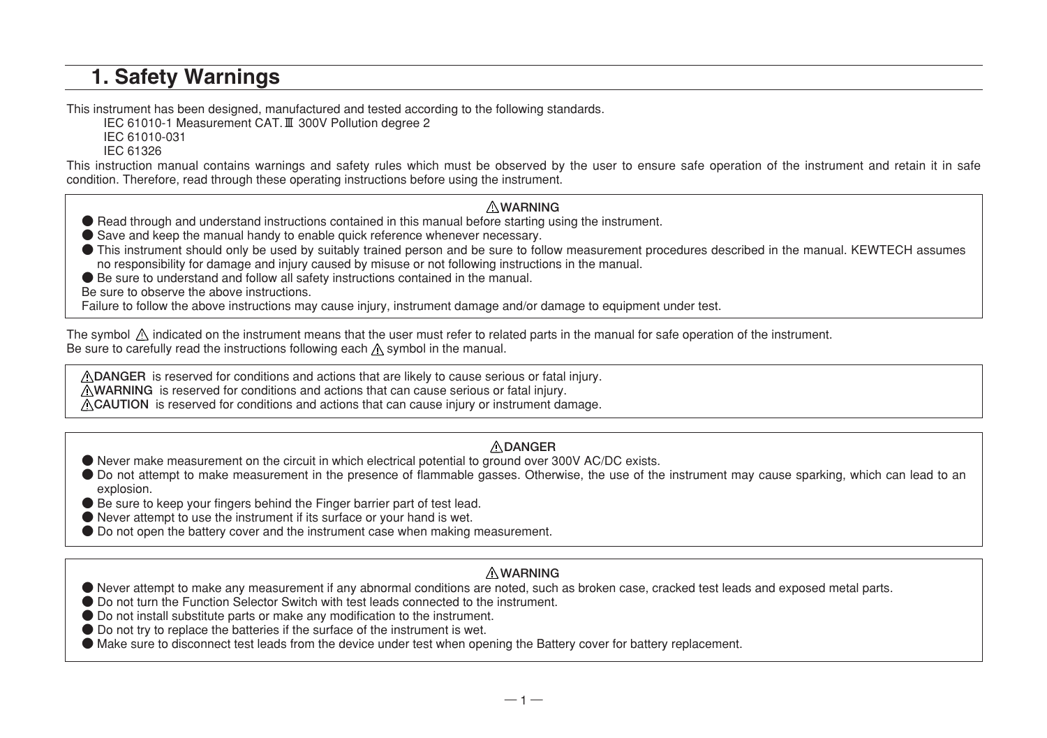# 1. Safety Warnings

This instrument has been designed, manufactured and tested according to the following standards.

IEC 61010-1 Measurement CAT.Ⅲ 300V Pollution degree 2
IEC 61010-031
IEC 61326

This instruction manual contains warnings and safety rules which must be observed by the user to ensure safe operation of the instrument and retain it in safe condition. Therefore, read through these operating instructions before using the instrument.

**⚠WARNING**

- Read through and understand instructions contained in this manual before starting using the instrument.
- Save and keep the manual handy to enable quick reference whenever necessary.
- This instrument should only be used by suitably trained person and be sure to follow measurement procedures described in the manual. KEWTECH assumes no responsibility for damage and injury caused by misuse or not following instructions in the manual.
- Be sure to understand and follow all safety instructions contained in the manual.

Be sure to observe the above instructions.
Failure to follow the above instructions may cause injury, instrument damage and/or damage to equipment under test.

The symbol ⚠ indicated on the instrument means that the user must refer to related parts in the manual for safe operation of the instrument.
Be sure to carefully read the instructions following each ⚠ symbol in the manual.

**⚠DANGER** is reserved for conditions and actions that are likely to cause serious or fatal injury.
**⚠WARNING** is reserved for conditions and actions that can cause serious or fatal injury.
**⚠CAUTION** is reserved for conditions and actions that can cause injury or instrument damage.

**⚠DANGER**

- Never make measurement on the circuit in which electrical potential to ground over 300V AC/DC exists.
- Do not attempt to make measurement in the presence of flammable gasses. Otherwise, the use of the instrument may cause sparking, which can lead to an explosion.
- Be sure to keep your fingers behind the Finger barrier part of test lead.
- Never attempt to use the instrument if its surface or your hand is wet.
- Do not open the battery cover and the instrument case when making measurement.

**⚠WARNING**

- Never attempt to make any measurement if any abnormal conditions are noted, such as broken case, cracked test leads and exposed metal parts.
- Do not turn the Function Selector Switch with test leads connected to the instrument.
- Do not install substitute parts or make any modification to the instrument.
- Do not try to replace the batteries if the surface of the instrument is wet.
- Make sure to disconnect test leads from the device under test when opening the Battery cover for battery replacement.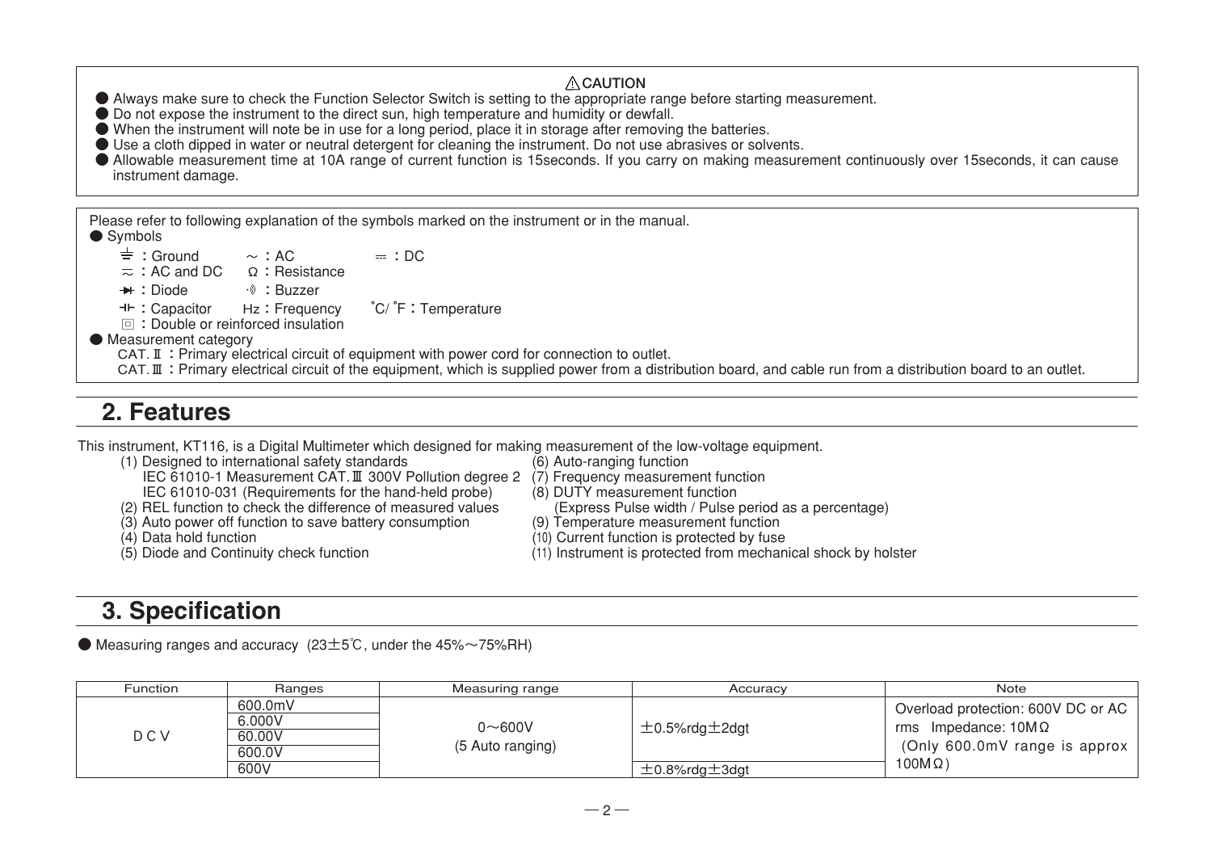⚠CAUTION

- Always make sure to check the Function Selector Switch is setting to the appropriate range before starting measurement.
- Do not expose the instrument to the direct sun, high temperature and humidity or dewfall.
- When the instrument will note be in use for a long period, place it in storage after removing the batteries.
- Use a cloth dipped in water or neutral detergent for cleaning the instrument. Do not use abrasives or solvents.
- Allowable measurement time at 10A range of current function is 15seconds. If you carry on making measurement continuously over 15seconds, it can cause instrument damage.

Please refer to following explanation of the symbols marked on the instrument or in the manual.

- Symbols
  - ⏚ : Ground　　∼ : AC　　⎓ : DC
  - ≂ : AC and DC　　Ω : Resistance
  - ⊳| : Diode　　·⁾) : Buzzer
  - ⊣⊢ : Capacitor　　Hz : Frequency　　°C/ °F : Temperature
  - ⧈ : Double or reinforced insulation
- Measurement category
  - CAT. Ⅱ : Primary electrical circuit of equipment with power cord for connection to outlet.
  - CAT. Ⅲ : Primary electrical circuit of the equipment, which is supplied power from a distribution board, and cable run from a distribution board to an outlet.

## 2. Features

This instrument, KT116, is a Digital Multimeter which designed for making measurement of the low-voltage equipment.

(1) Designed to international safety standards
IEC 61010-1 Measurement CAT. Ⅲ 300V Pollution degree 2
IEC 61010-031 (Requirements for the hand-held probe)
(2) REL function to check the difference of measured values
(3) Auto power off function to save battery consumption
(4) Data hold function
(5) Diode and Continuity check function
(6) Auto-ranging function
(7) Frequency measurement function
(8) DUTY measurement function
(Express Pulse width / Pulse period as a percentage)
(9) Temperature measurement function
(10) Current function is protected by fuse
(11) Instrument is protected from mechanical shock by holster

## 3. Specification

- Measuring ranges and accuracy (23±5℃, under the 45%～75%RH)

| Function | Ranges | Measuring range | Accuracy | Note |
|---|---|---|---|---|
| DCV | 600.0mV | 0～600V (5 Auto ranging) | ±0.5%rdg±2dgt | Overload protection: 600V DC or AC rms Impedance: 10MΩ (Only 600.0mV range is approx 100MΩ) |
| | 6.000V | | | |
| | 60.00V | | | |
| | 600.0V | | | |
| | 600V | | ±0.8%rdg±3dgt | |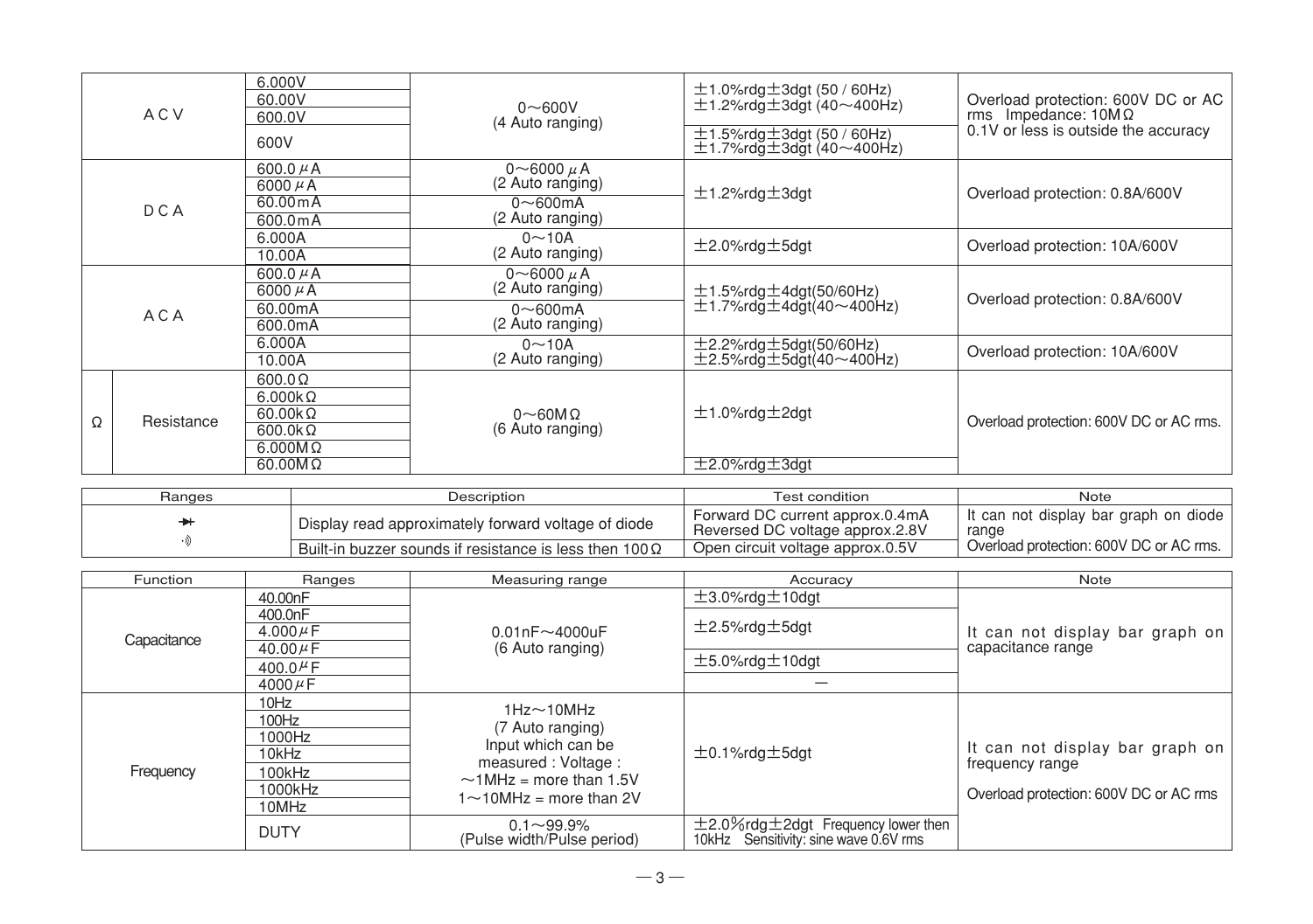| Function | | Ranges | Measuring range | Accuracy | Note |
|---|---|---|---|---|---|
| ACV | | 6.000V | 0～600V (4 Auto ranging) | ±1.0%rdg±3dgt (50 / 60Hz) ±1.2%rdg±3dgt (40～400Hz) | Overload protection: 600V DC or AC rms Impedance: 10MΩ 0.1V or less is outside the accuracy |
| | | 60.00V | | | |
| | | 600.0V | | | |
| | | 600V | | ±1.5%rdg±3dgt (50 / 60Hz) ±1.7%rdg±3dgt (40～400Hz) | |
| DCA | | 600.0μA | 0～6000μA (2 Auto ranging) | ±1.2%rdg±3dgt | Overload protection: 0.8A/600V |
| | | 6000μA | | | |
| | | 60.00mA | 0～600mA (2 Auto ranging) | | |
| | | 600.0mA | | | |
| | | 6.000A | 0～10A (2 Auto ranging) | ±2.0%rdg±5dgt | Overload protection: 10A/600V |
| | | 10.00A | | | |
| ACA | | 600.0μA | 0～6000μA (2 Auto ranging) | ±1.5%rdg±4dgt(50/60Hz) ±1.7%rdg±4dgt(40～400Hz) | Overload protection: 0.8A/600V |
| | | 6000μA | | | |
| | | 60.00mA | 0～600mA (2 Auto ranging) | | |
| | | 600.0mA | | | |
| | | 6.000A | 0～10A (2 Auto ranging) | ±2.2%rdg±5dgt(50/60Hz) ±2.5%rdg±5dgt(40～400Hz) | Overload protection: 10A/600V |
| | | 10.00A | | | |
| Ω | Resistance | 600.0Ω | 0～60MΩ (6 Auto ranging) | ±1.0%rdg±2dgt | Overload protection: 600V DC or AC rms. |
| | | 6.000kΩ | | | |
| | | 60.00kΩ | | | |
| | | 600.0kΩ | | | |
| | | 6.000MΩ | | | |
| | | 60.00MΩ | | ±2.0%rdg±3dgt | |

| Ranges | Description | Test condition | Note |
|---|---|---|---|
| ⯈ (diode) | Display read approximately forward voltage of diode | Forward DC current approx.0.4mA Reversed DC voltage approx.2.8V | It can not display bar graph on diode range Overload protection: 600V DC or AC rms. |
| ·))) (buzzer) | Built-in buzzer sounds if resistance is less then 100Ω | Open circuit voltage approx.0.5V | |

| Function | Ranges | Measuring range | Accuracy | Note |
|---|---|---|---|---|
| Capacitance | 40.00nF | 0.01nF～4000uF (6 Auto ranging) | ±3.0%rdg±10dgt | It can not display bar graph on capacitance range |
| | 400.0nF | | ±2.5%rdg±5dgt | |
| | 4.000μF | | | |
| | 40.00μF | | ±5.0%rdg±10dgt | |
| | 400.0μF | | | |
| | 4000μF | | — | |
| Frequency | 10Hz | 1Hz～10MHz (7 Auto ranging) Input which can be measured : Voltage : ～1MHz = more than 1.5V 1～10MHz = more than 2V | ±0.1%rdg±5dgt | It can not display bar graph on frequency range Overload protection: 600V DC or AC rms |
| | 100Hz | | | |
| | 1000Hz | | | |
| | 10kHz | | | |
| | 100kHz | | | |
| | 1000kHz | | | |
| | 10MHz | | | |
| | DUTY | 0.1～99.9% (Pulse width/Pulse period) | ±2.0%rdg±2dgt Frequency lower then 10kHz Sensitivity: sine wave 0.6V rms | |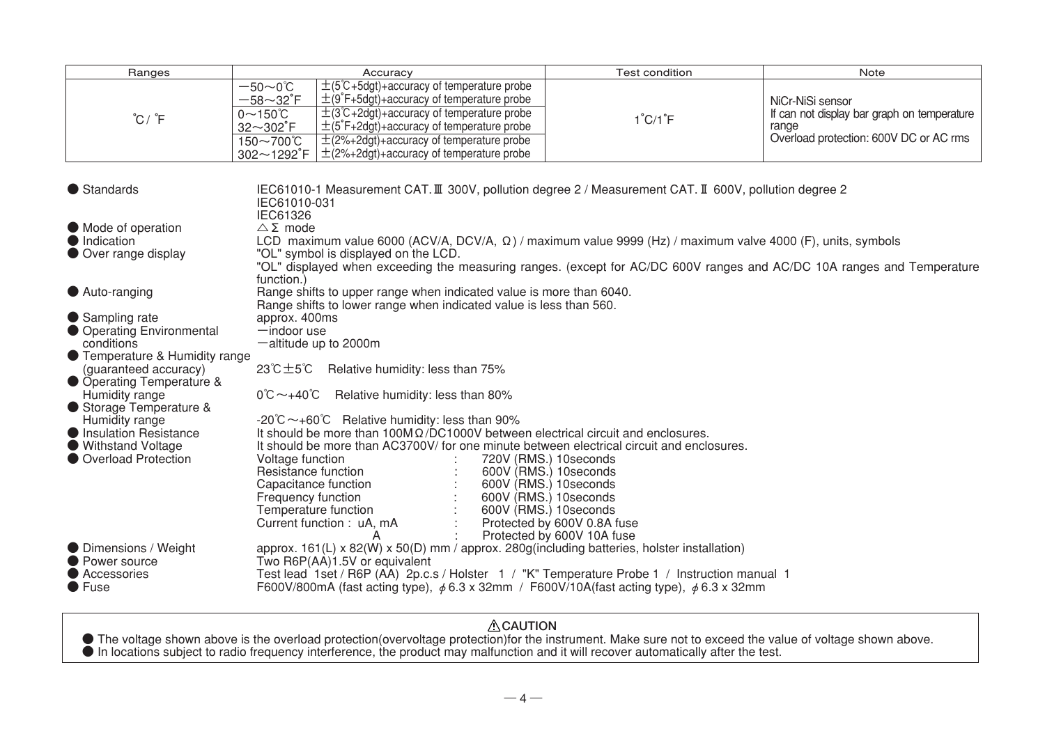| Ranges | Accuracy | | Test condition | Note |
|---|---|---|---|---|
| ℃/ ℉ | −50～0℃ | ±(5℃+5dgt)+accuracy of temperature probe | 1℃/1℉ | NiCr-NiSi sensor<br>If can not display bar graph on temperature range<br>Overload protection: 600V DC or AC rms |
| | −58～32℉ | ±(9℉+5dgt)+accuracy of temperature probe | | |
| | 0～150℃ | ±(3℃+2dgt)+accuracy of temperature probe | | |
| | 32～302℉ | ±(5℉+2dgt)+accuracy of temperature probe | | |
| | 150～700℃ | ±(2%+2dgt)+accuracy of temperature probe | | |
| | 302～1292℉ | ±(2%+2dgt)+accuracy of temperature probe | | |

- **Standards**: IEC61010-1 Measurement CAT.Ⅲ 300V, pollution degree 2 / Measurement CAT.Ⅱ 600V, pollution degree 2
  IEC61010-031
  IEC61326
- **Mode of operation**: △Σ mode
- **Indication**: LCD maximum value 6000 (ACV/A, DCV/A, Ω) / maximum value 9999 (Hz) / maximum valve 4000 (F), units, symbols
- **Over range display**: "OL" symbol is displayed on the LCD.
  "OL" displayed when exceeding the measuring ranges. (except for AC/DC 600V ranges and AC/DC 10A ranges and Temperature function.)
- **Auto-ranging**: Range shifts to upper range when indicated value is more than 6040.
  Range shifts to lower range when indicated value is less than 560.
- **Sampling rate**: approx. 400ms
- **Operating Environmental conditions**: −indoor use
  −altitude up to 2000m
- **Temperature & Humidity range (guaranteed accuracy)**: 23℃±5℃ Relative humidity: less than 75%
- **Operating Temperature & Humidity range**: 0℃～+40℃ Relative humidity: less than 80%
- **Storage Temperature & Humidity range**: -20℃～+60℃ Relative humidity: less than 90%
- **Insulation Resistance**: It should be more than 100MΩ/DC1000V between electrical circuit and enclosures.
- **Withstand Voltage**: It should be more than AC3700V/ for one minute between electrical circuit and enclosures.
- **Overload Protection**:

| | | |
|---|---|---|
| Voltage function | : | 720V (RMS.) 10seconds |
| Resistance function | : | 600V (RMS.) 10seconds |
| Capacitance function | : | 600V (RMS.) 10seconds |
| Frequency function | : | 600V (RMS.) 10seconds |
| Temperature function | : | 600V (RMS.) 10seconds |
| Current function : uA, mA | : | Protected by 600V 0.8A fuse |
| A | : | Protected by 600V 10A fuse |

- **Dimensions / Weight**: approx. 161(L) x 82(W) x 50(D) mm / approx. 280g(including batteries, holster installation)
- **Power source**: Two R6P(AA)1.5V or equivalent
- **Accessories**: Test lead 1set / R6P (AA) 2p.c.s / Holster 1 / "K" Temperature Probe 1 / Instruction manual 1
- **Fuse**: F600V/800mA (fast acting type), $\phi$6.3 x 32mm / F600V/10A(fast acting type), $\phi$6.3 x 32mm

**⚠CAUTION**

- The voltage shown above is the overload protection(overvoltage protection)for the instrument. Make sure not to exceed the value of voltage shown above.
- In locations subject to radio frequency interference, the product may malfunction and it will recover automatically after the test.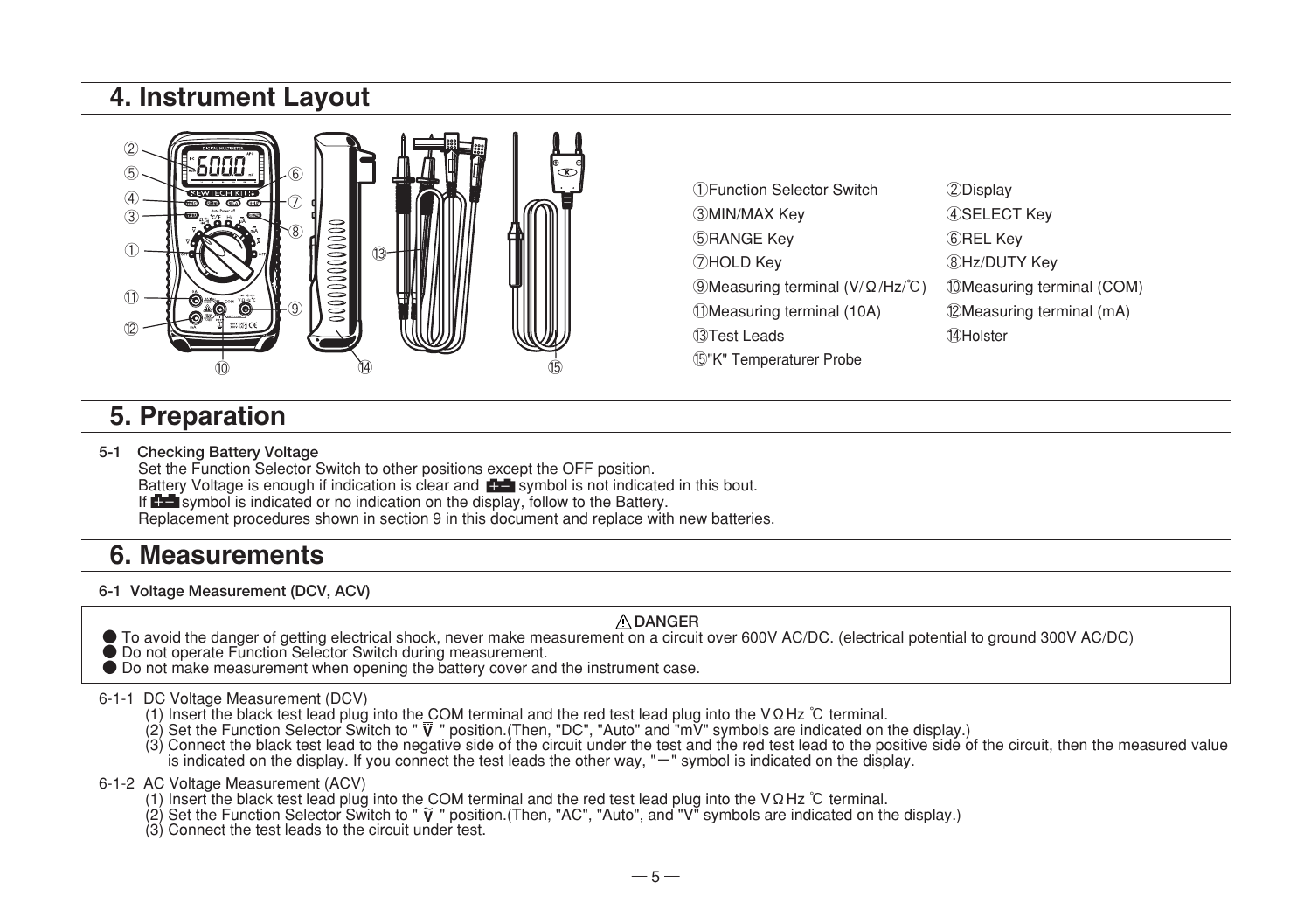## 4. Instrument Layout

| | |
|---|---|
| ①Function Selector Switch | ②Display |
| ③MIN/MAX Key | ④SELECT Key |
| ⑤RANGE Key | ⑥REL Key |
| ⑦HOLD Key | ⑧Hz/DUTY Key |
| ⑨Measuring terminal (V/Ω/Hz/℃) | ⑩Measuring terminal (COM) |
| ⑪Measuring terminal (10A) | ⑫Measuring terminal (mA) |
| ⑬Test Leads | ⑭Holster |
| ⑮"K" Temperaturer Probe | |

## 5. Preparation

**5-1 Checking Battery Voltage**

Set the Function Selector Switch to other positions except the OFF position.
Battery Voltage is enough if indication is clear and battery symbol is not indicated in this bout.
If battery symbol is indicated or no indication on the display, follow to the Battery.
Replacement procedures shown in section 9 in this document and replace with new batteries.

## 6. Measurements

**6-1 Voltage Measurement (DCV, ACV)**

**⚠DANGER**

- To avoid the danger of getting electrical shock, never make measurement on a circuit over 600V AC/DC. (electrical potential to ground 300V AC/DC)
- Do not operate Function Selector Switch during measurement.
- Do not make measurement when opening the battery cover and the instrument case.

6-1-1 DC Voltage Measurement (DCV)

(1) Insert the black test lead plug into the COM terminal and the red test lead plug into the VΩHz ℃ terminal.
(2) Set the Function Selector Switch to " V⎓ " position.(Then, "DC", "Auto" and "mV" symbols are indicated on the display.)
(3) Connect the black test lead to the negative side of the circuit under the test and the red test lead to the positive side of the circuit, then the measured value is indicated on the display. If you connect the test leads the other way, "−" symbol is indicated on the display.

6-1-2 AC Voltage Measurement (ACV)

(1) Insert the black test lead plug into the COM terminal and the red test lead plug into the VΩHz ℃ terminal.
(2) Set the Function Selector Switch to " Ṽ " position.(Then, "AC", "Auto", and "V" symbols are indicated on the display.)
(3) Connect the test leads to the circuit under test.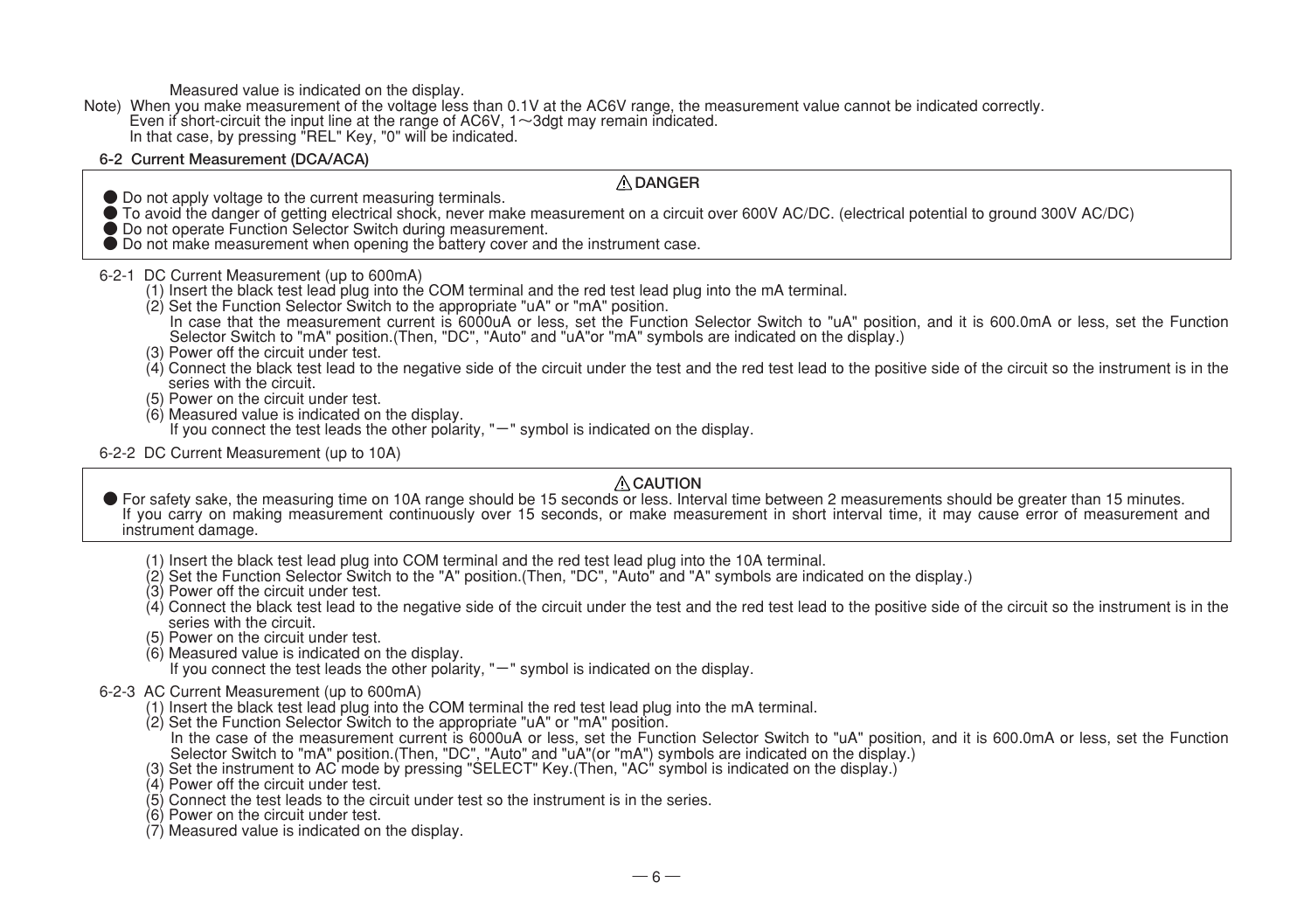Measured value is indicated on the display.

Note) When you make measurement of the voltage less than 0.1V at the AC6V range, the measurement value cannot be indicated correctly.
Even if short-circuit the input line at the range of AC6V, 1～3dgt may remain indicated.
In that case, by pressing "REL" Key, "0" will be indicated.

### 6-2 Current Measurement (DCA/ACA)

> **⚠ DANGER**
>
> - Do not apply voltage to the current measuring terminals.
> - To avoid the danger of getting electrical shock, never make measurement on a circuit over 600V AC/DC. (electrical potential to ground 300V AC/DC)
> - Do not operate Function Selector Switch during measurement.
> - Do not make measurement when opening the battery cover and the instrument case.

6-2-1 DC Current Measurement (up to 600mA)

(1) Insert the black test lead plug into the COM terminal and the red test lead plug into the mA terminal.
(2) Set the Function Selector Switch to the appropriate "uA" or "mA" position.
In case that the measurement current is 6000uA or less, set the Function Selector Switch to "uA" position, and it is 600.0mA or less, set the Function Selector Switch to "mA" position.(Then, "DC", "Auto" and "uA"or "mA" symbols are indicated on the display.)
(3) Power off the circuit under test.
(4) Connect the black test lead to the negative side of the circuit under the test and the red test lead to the positive side of the circuit so the instrument is in the series with the circuit.
(5) Power on the circuit under test.
(6) Measured value is indicated on the display.
If you connect the test leads the other polarity, "－" symbol is indicated on the display.

6-2-2 DC Current Measurement (up to 10A)

> **⚠ CAUTION**
>
> - For safety sake, the measuring time on 10A range should be 15 seconds or less. Interval time between 2 measurements should be greater than 15 minutes. If you carry on making measurement continuously over 15 seconds, or make measurement in short interval time, it may cause error of measurement and instrument damage.

(1) Insert the black test lead plug into COM terminal and the red test lead plug into the 10A terminal.
(2) Set the Function Selector Switch to the "A" position.(Then, "DC", "Auto" and "A" symbols are indicated on the display.)
(3) Power off the circuit under test.
(4) Connect the black test lead to the negative side of the circuit under the test and the red test lead to the positive side of the circuit so the instrument is in the series with the circuit.
(5) Power on the circuit under test.
(6) Measured value is indicated on the display.
If you connect the test leads the other polarity, "－" symbol is indicated on the display.

6-2-3 AC Current Measurement (up to 600mA)

(1) Insert the black test lead plug into the COM terminal the red test lead plug into the mA terminal.
(2) Set the Function Selector Switch to the appropriate "uA" or "mA" position.
In the case of the measurement current is 6000uA or less, set the Function Selector Switch to "uA" position, and it is 600.0mA or less, set the Function Selector Switch to "mA" position.(Then, "DC", "Auto" and "uA"(or "mA") symbols are indicated on the display.)
(3) Set the instrument to AC mode by pressing "SELECT" Key.(Then, "AC" symbol is indicated on the display.)
(4) Power off the circuit under test.
(5) Connect the test leads to the circuit under test so the instrument is in the series.
(6) Power on the circuit under test.
(7) Measured value is indicated on the display.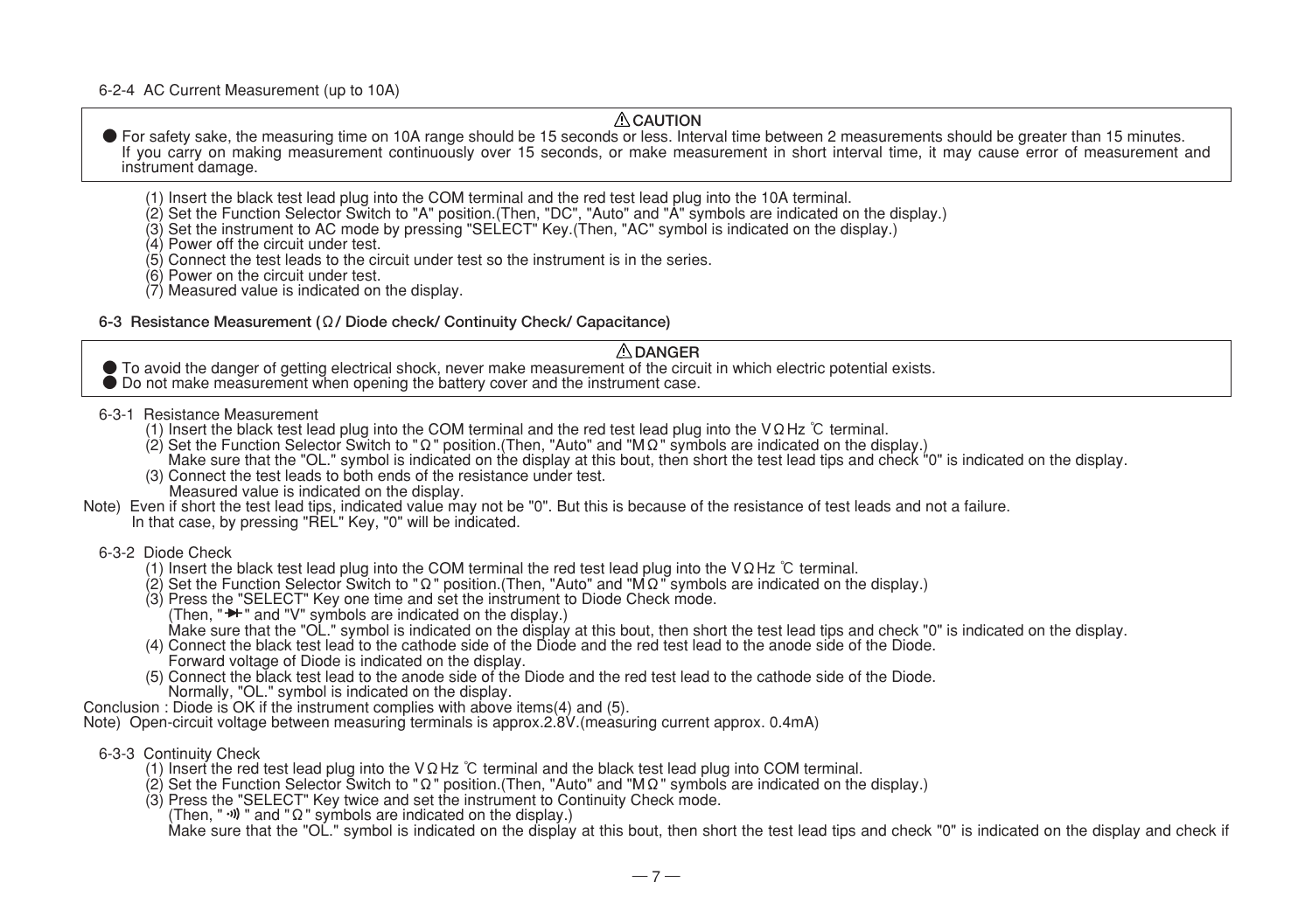6-2-4 AC Current Measurement (up to 10A)

> ⚠ **CAUTION**
>
> ● For safety sake, the measuring time on 10A range should be 15 seconds or less. Interval time between 2 measurements should be greater than 15 minutes. If you carry on making measurement continuously over 15 seconds, or make measurement in short interval time, it may cause error of measurement and instrument damage.

(1) Insert the black test lead plug into the COM terminal and the red test lead plug into the 10A terminal.
(2) Set the Function Selector Switch to "A" position.(Then, "DC", "Auto" and "A" symbols are indicated on the display.)
(3) Set the instrument to AC mode by pressing "SELECT" Key.(Then, "AC" symbol is indicated on the display.)
(4) Power off the circuit under test.
(5) Connect the test leads to the circuit under test so the instrument is in the series.
(6) Power on the circuit under test.
(7) Measured value is indicated on the display.

**6-3 Resistance Measurement (Ω/ Diode check/ Continuity Check/ Capacitance)**

> ⚠ **DANGER**
>
> ● To avoid the danger of getting electrical shock, never make measurement of the circuit in which electric potential exists.
> ● Do not make measurement when opening the battery cover and the instrument case.

6-3-1 Resistance Measurement

(1) Insert the black test lead plug into the COM terminal and the red test lead plug into the VΩHz ℃ terminal.
(2) Set the Function Selector Switch to "Ω" position.(Then, "Auto" and "MΩ" symbols are indicated on the display.)
Make sure that the "OL." symbol is indicated on the display at this bout, then short the test lead tips and check "0" is indicated on the display.
(3) Connect the test leads to both ends of the resistance under test.
Measured value is indicated on the display.

Note) Even if short the test lead tips, indicated value may not be "0". But this is because of the resistance of test leads and not a failure.
In that case, by pressing "REL" Key, "0" will be indicated.

6-3-2 Diode Check

(1) Insert the black test lead plug into the COM terminal the red test lead plug into the VΩHz ℃ terminal.
(2) Set the Function Selector Switch to "Ω" position.(Then, "Auto" and "MΩ" symbols are indicated on the display.)
(3) Press the "SELECT" Key one time and set the instrument to Diode Check mode.
(Then, "⊳|" and "V" symbols are indicated on the display.)
Make sure that the "OL." symbol is indicated on the display at this bout, then short the test lead tips and check "0" is indicated on the display.
(4) Connect the black test lead to the cathode side of the Diode and the red test lead to the anode side of the Diode.
Forward voltage of Diode is indicated on the display.
(5) Connect the black test lead to the anode side of the Diode and the red test lead to the cathode side of the Diode.
Normally, "OL." symbol is indicated on the display.

Conclusion : Diode is OK if the instrument complies with above items(4) and (5).

Note) Open-circuit voltage between measuring terminals is approx.2.8V.(measuring current approx. 0.4mA)

6-3-3 Continuity Check

(1) Insert the red test lead plug into the VΩHz ℃ terminal and the black test lead plug into COM terminal.
(2) Set the Function Selector Switch to "Ω" position.(Then, "Auto" and "MΩ" symbols are indicated on the display.)
(3) Press the "SELECT" Key twice and set the instrument to Continuity Check mode.
(Then, "·))) " and "Ω" symbols are indicated on the display.)
Make sure that the "OL." symbol is indicated on the display at this bout, then short the test lead tips and check "0" is indicated on the display and check if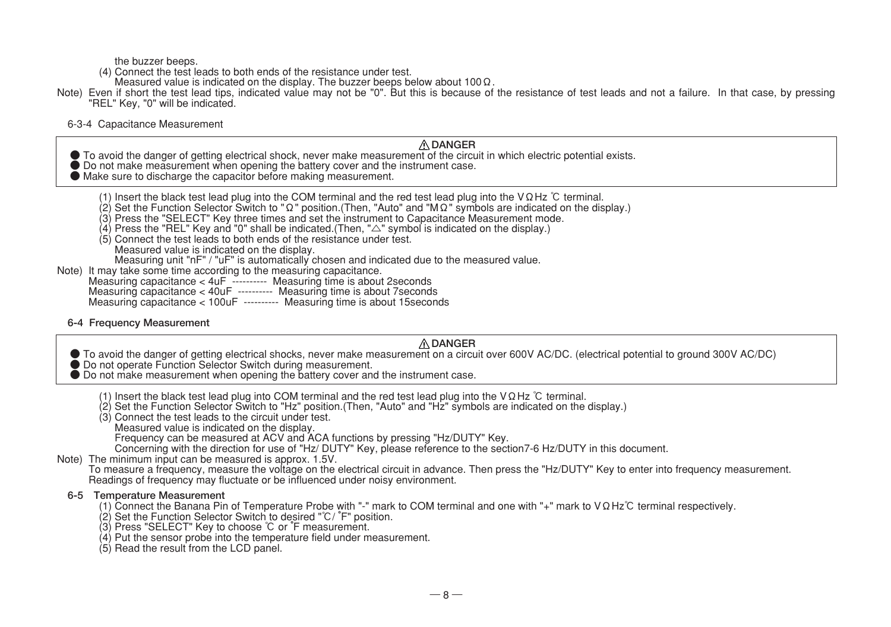the buzzer beeps.

(4) Connect the test leads to both ends of the resistance under test.
Measured value is indicated on the display. The buzzer beeps below about 100Ω.

Note) Even if short the test lead tips, indicated value may not be "0". But this is because of the resistance of test leads and not a failure. In that case, by pressing "REL" Key, "0" will be indicated.

6-3-4 Capacitance Measurement

> ⚠ **DANGER**
>
> - To avoid the danger of getting electrical shock, never make measurement of the circuit in which electric potential exists.
> - Do not make measurement when opening the battery cover and the instrument case.
> - Make sure to discharge the capacitor before making measurement.

(1) Insert the black test lead plug into the COM terminal and the red test lead plug into the VΩHz ℃ terminal.
(2) Set the Function Selector Switch to "Ω" position.(Then, "Auto" and "MΩ" symbols are indicated on the display.)
(3) Press the "SELECT" Key three times and set the instrument to Capacitance Measurement mode.
(4) Press the "REL" Key and "0" shall be indicated.(Then, "△" symbol is indicated on the display.)
(5) Connect the test leads to both ends of the resistance under test.
Measured value is indicated on the display.
Measuring unit "nF" / "uF" is automatically chosen and indicated due to the measured value.

Note) It may take some time according to the measuring capacitance.
Measuring capacitance < 4uF ---------- Measuring time is about 2seconds
Measuring capacitance < 40uF ---------- Measuring time is about 7seconds
Measuring capacitance < 100uF ---------- Measuring time is about 15seconds

## 6-4 Frequency Measurement

> ⚠ **DANGER**
>
> - To avoid the danger of getting electrical shocks, never make measurement on a circuit over 600V AC/DC. (electrical potential to ground 300V AC/DC)
> - Do not operate Function Selector Switch during measurement.
> - Do not make measurement when opening the battery cover and the instrument case.

(1) Insert the black test lead plug into COM terminal and the red test lead plug into the VΩHz ℃ terminal.
(2) Set the Function Selector Switch to "Hz" position.(Then, "Auto" and "Hz" symbols are indicated on the display.)
(3) Connect the test leads to the circuit under test.
Measured value is indicated on the display.
Frequency can be measured at ACV and ACA functions by pressing "Hz/DUTY" Key.
Concerning with the direction for use of "Hz/ DUTY" Key, please reference to the section7-6 Hz/DUTY in this document.

Note) The minimum input can be measured is approx. 1.5V.
To measure a frequency, measure the voltage on the electrical circuit in advance. Then press the "Hz/DUTY" Key to enter into frequency measurement.
Readings of frequency may fluctuate or be influenced under noisy environment.

## 6-5 Temperature Measurement

(1) Connect the Banana Pin of Temperature Probe with "-" mark to COM terminal and one with "+" mark to VΩHz℃ terminal respectively.
(2) Set the Function Selector Switch to desired "℃/ ˚F" position.
(3) Press "SELECT" Key to choose ℃ or ˚F measurement.
(4) Put the sensor probe into the temperature field under measurement.
(5) Read the result from the LCD panel.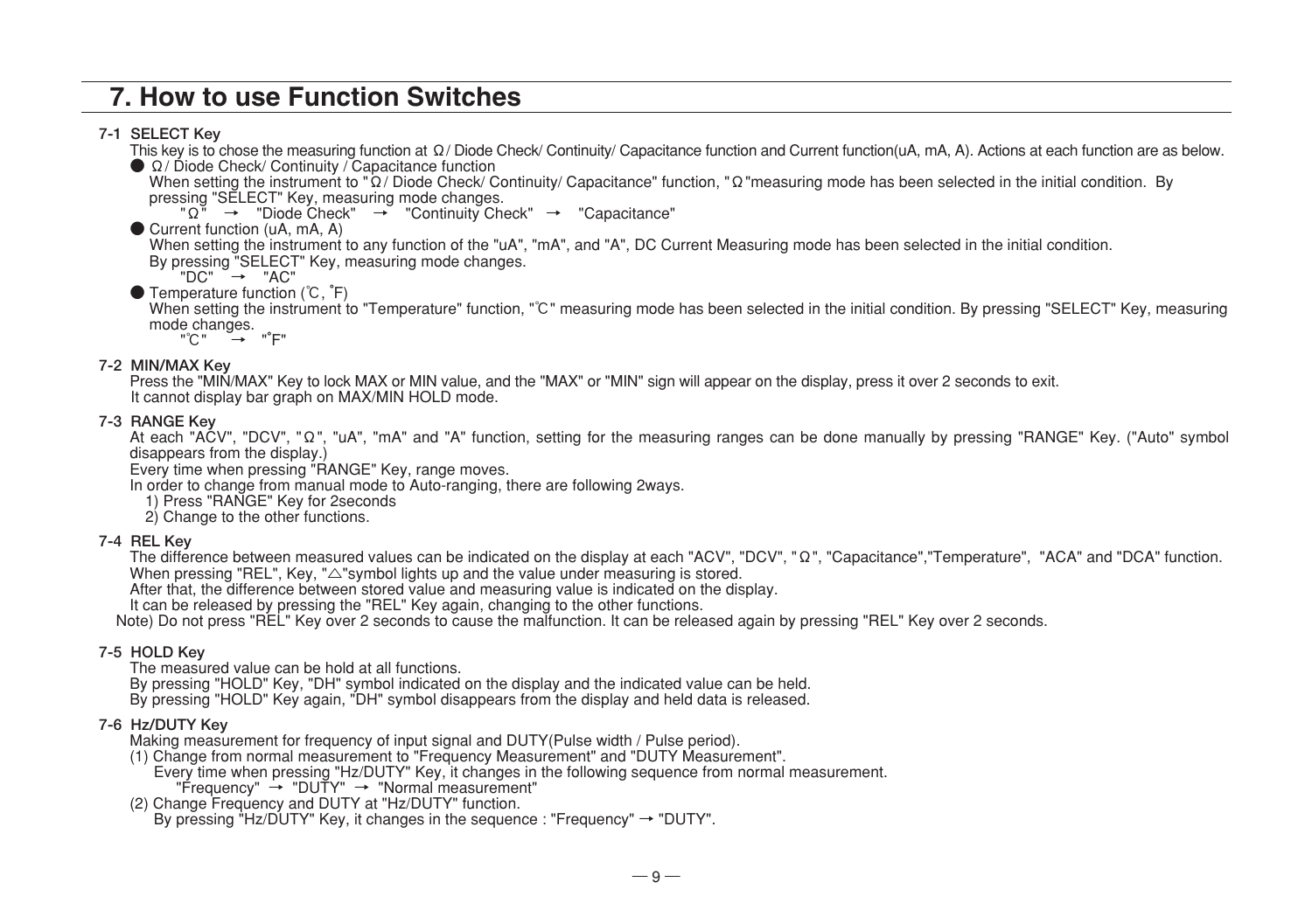# 7. How to use Function Switches

### 7-1 SELECT Key

This key is to chose the measuring function at Ω / Diode Check/ Continuity/ Capacitance function and Current function(uA, mA, A). Actions at each function are as below.

● Ω / Diode Check/ Continuity / Capacitance function

When setting the instrument to "Ω / Diode Check/ Continuity/ Capacitance" function, "Ω"measuring mode has been selected in the initial condition. By pressing "SELECT" Key, measuring mode changes.

"Ω" → "Diode Check" → "Continuity Check" → "Capacitance"

● Current function (uA, mA, A)

When setting the instrument to any function of the "uA", "mA", and "A", DC Current Measuring mode has been selected in the initial condition.
By pressing "SELECT" Key, measuring mode changes.

"DC" → "AC"

● Temperature function (℃, ˚F)

When setting the instrument to "Temperature" function, "℃" measuring mode has been selected in the initial condition. By pressing "SELECT" Key, measuring mode changes.

"℃" → "˚F"

### 7-2 MIN/MAX Key

Press the "MIN/MAX" Key to lock MAX or MIN value, and the "MAX" or "MIN" sign will appear on the display, press it over 2 seconds to exit.
It cannot display bar graph on MAX/MIN HOLD mode.

### 7-3 RANGE Key

At each "ACV", "DCV", "Ω", "uA", "mA" and "A" function, setting for the measuring ranges can be done manually by pressing "RANGE" Key. ("Auto" symbol disappears from the display.)
Every time when pressing "RANGE" Key, range moves.
In order to change from manual mode to Auto-ranging, there are following 2ways.

1) Press "RANGE" Key for 2seconds
2) Change to the other functions.

### 7-4 REL Key

The difference between measured values can be indicated on the display at each "ACV", "DCV", "Ω", "Capacitance","Temperature", "ACA" and "DCA" function.
When pressing "REL", Key, "△"symbol lights up and the value under measuring is stored.
After that, the difference between stored value and measuring value is indicated on the display.
It can be released by pressing the "REL" Key again, changing to the other functions.

Note) Do not press "REL" Key over 2 seconds to cause the malfunction. It can be released again by pressing "REL" Key over 2 seconds.

### 7-5 HOLD Key

The measured value can be hold at all functions.
By pressing "HOLD" Key, "DH" symbol indicated on the display and the indicated value can be held.
By pressing "HOLD" Key again, "DH" symbol disappears from the display and held data is released.

### 7-6 Hz/DUTY Key

Making measurement for frequency of input signal and DUTY(Pulse width / Pulse period).

(1) Change from normal measurement to "Frequency Measurement" and "DUTY Measurement".
Every time when pressing "Hz/DUTY" Key, it changes in the following sequence from normal measurement.
"Frequency" → "DUTY" → "Normal measurement"

(2) Change Frequency and DUTY at "Hz/DUTY" function.
By pressing "Hz/DUTY" Key, it changes in the sequence : "Frequency" → "DUTY".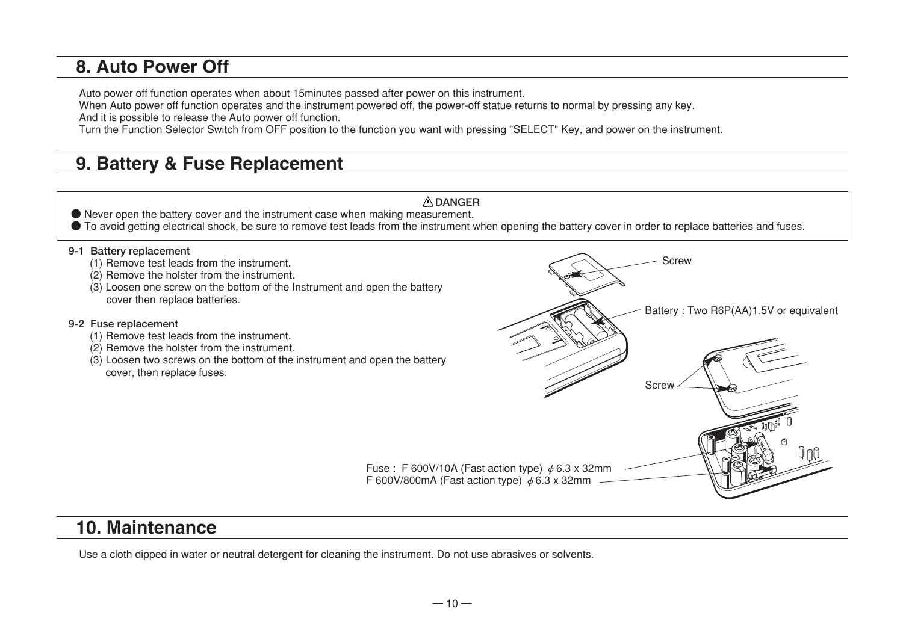## 8. Auto Power Off

Auto power off function operates when about 15minutes passed after power on this instrument.
When Auto power off function operates and the instrument powered off, the power-off statue returns to normal by pressing any key.
And it is possible to release the Auto power off function.
Turn the Function Selector Switch from OFF position to the function you want with pressing "SELECT" Key, and power on the instrument.

## 9. Battery & Fuse Replacement

> ⚠DANGER
> - Never open the battery cover and the instrument case when making measurement.
> - To avoid getting electrical shock, be sure to remove test leads from the instrument when opening the battery cover in order to replace batteries and fuses.

**9-1 Battery replacement**

(1) Remove test leads from the instrument.
(2) Remove the holster from the instrument.
(3) Loosen one screw on the bottom of the Instrument and open the battery cover then replace batteries.

**9-2 Fuse replacement**

(1) Remove test leads from the instrument.
(2) Remove the holster from the instrument.
(3) Loosen two screws on the bottom of the instrument and open the battery cover, then replace fuses.

Screw

Battery : Two R6P(AA)1.5V or equivalent

Screw

Fuse : F 600V/10A (Fast action type) $\phi$ 6.3 x 32mm
F 600V/800mA (Fast action type) $\phi$ 6.3 x 32mm

## 10. Maintenance

Use a cloth dipped in water or neutral detergent for cleaning the instrument. Do not use abrasives or solvents.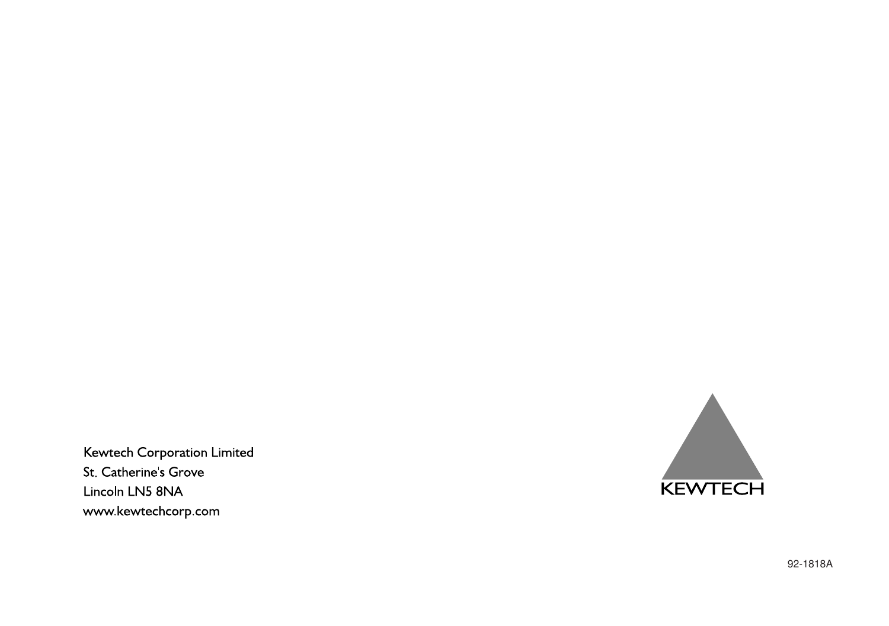Kewtech Corporation Limited
St. Catherine's Grove
Lincoln LN5 8NA
www.kewtechcorp.com

KEWTECH

92-1818A